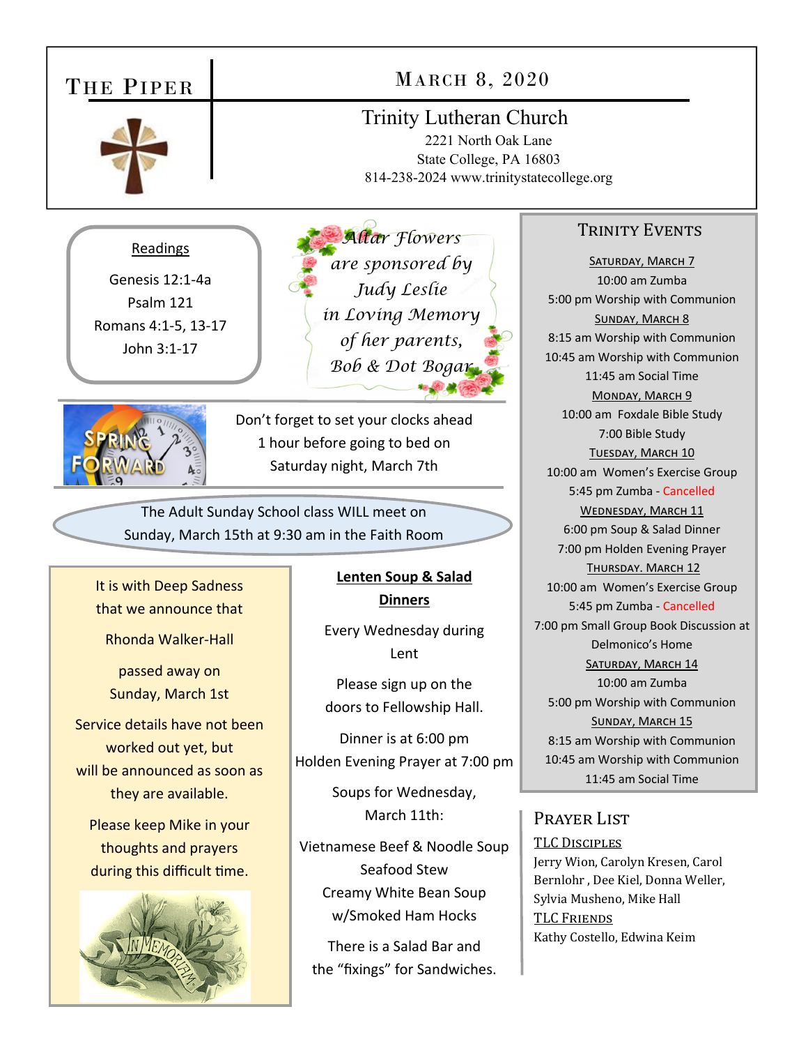# The Piper

## March 8, 2020

**Trinity Lutheran Church**
2221 North Oak Lane
State College, PA 16803
814-238-2024 www.trinitystatecollege.org

### Readings

Genesis 12:1-4a
Psalm 121
Romans 4:1-5, 13-17
John 3:1-17

*Altar Flowers are sponsored by Judy Leslie in Loving Memory of her parents, Bob & Dot Bogar*

Don't forget to set your clocks ahead 1 hour before going to bed on Saturday night, March 7th

The Adult Sunday School class WILL meet on Sunday, March 15th at 9:30 am in the Faith Room

It is with Deep Sadness that we announce that

Rhonda Walker-Hall

passed away on Sunday, March 1st

Service details have not been worked out yet, but will be announced as soon as they are available.

Please keep Mike in your thoughts and prayers during this difficult time.

### Lenten Soup & Salad Dinners

Every Wednesday during Lent

Please sign up on the doors to Fellowship Hall.

Dinner is at 6:00 pm
Holden Evening Prayer at 7:00 pm

Soups for Wednesday, March 11th:

Vietnamese Beef & Noodle Soup
Seafood Stew
Creamy White Bean Soup w/Smoked Ham Hocks

There is a Salad Bar and the "fixings" for Sandwiches.

## Trinity Events

**Saturday, March 7**
10:00 am Zumba
5:00 pm Worship with Communion

**Sunday, March 8**
8:15 am Worship with Communion
10:45 am Worship with Communion
11:45 am Social Time

**Monday, March 9**
10:00 am Foxdale Bible Study
7:00 Bible Study

**Tuesday, March 10**
10:00 am Women's Exercise Group
5:45 pm Zumba - Cancelled

**Wednesday, March 11**
6:00 pm Soup & Salad Dinner
7:00 pm Holden Evening Prayer

**Thursday. March 12**
10:00 am Women's Exercise Group
5:45 pm Zumba - Cancelled
7:00 pm Small Group Book Discussion at Delmonico's Home

**Saturday, March 14**
10:00 am Zumba
5:00 pm Worship with Communion

**Sunday, March 15**
8:15 am Worship with Communion
10:45 am Worship with Communion
11:45 am Social Time

## Prayer List

**TLC Disciples**
Jerry Wion, Carolyn Kresen, Carol Bernlohr , Dee Kiel, Donna Weller, Sylvia Musheno, Mike Hall

**TLC Friends**
Kathy Costello, Edwina Keim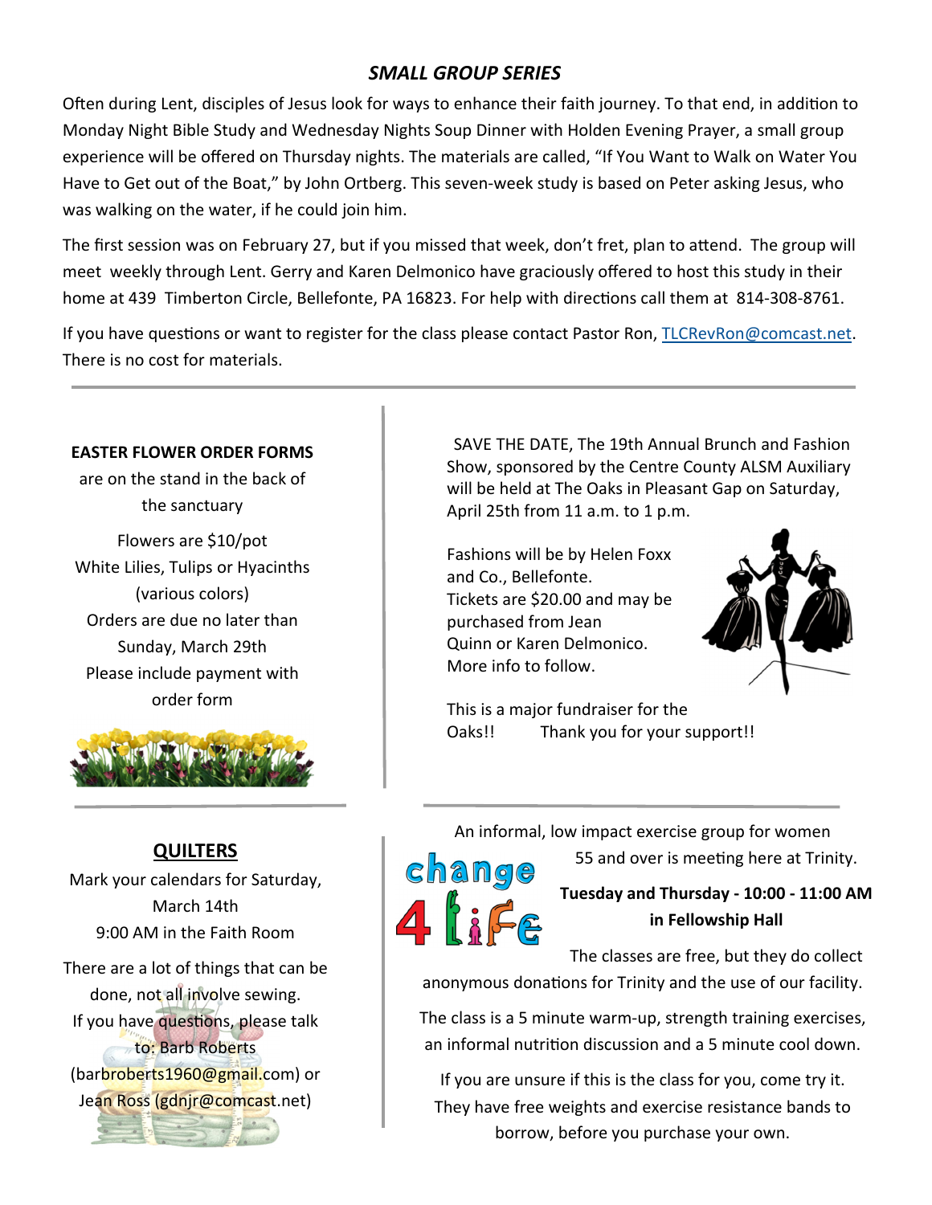## *SMALL GROUP SERIES*

Often during Lent, disciples of Jesus look for ways to enhance their faith journey. To that end, in addition to Monday Night Bible Study and Wednesday Nights Soup Dinner with Holden Evening Prayer, a small group experience will be offered on Thursday nights. The materials are called, "If You Want to Walk on Water You Have to Get out of the Boat," by John Ortberg. This seven-week study is based on Peter asking Jesus, who was walking on the water, if he could join him.

The first session was on February 27, but if you missed that week, don't fret, plan to attend. The group will meet weekly through Lent. Gerry and Karen Delmonico have graciously offered to host this study in their home at 439 Timberton Circle, Bellefonte, PA 16823. For help with directions call them at 814-308-8761.

If you have questions or want to register for the class please contact Pastor Ron, TLCRevRon@comcast.net. There is no cost for materials.

---

**EASTER FLOWER ORDER FORMS** are on the stand in the back of the sanctuary

Flowers are $10/pot
White Lilies, Tulips or Hyacinths (various colors)
Orders are due no later than Sunday, March 29th
Please include payment with order form

---

SAVE THE DATE, The 19th Annual Brunch and Fashion Show, sponsored by the Centre County ALSM Auxiliary will be held at The Oaks in Pleasant Gap on Saturday, April 25th from 11 a.m. to 1 p.m.

Fashions will be by Helen Foxx and Co., Bellefonte. Tickets are $20.00 and may be purchased from Jean Quinn or Karen Delmonico. More info to follow.

This is a major fundraiser for the Oaks!! Thank you for your support!!

---

## QUILTERS

Mark your calendars for Saturday, March 14th
9:00 AM in the Faith Room

There are a lot of things that can be done, not all involve sewing. If you have questions, please talk to: Barb Roberts (barbroberts1960@gmail.com) or Jean Ross (gdnjr@comcast.net)

---

**change 4 Life**

An informal, low impact exercise group for women 55 and over is meeting here at Trinity.

**Tuesday and Thursday - 10:00 - 11:00 AM in Fellowship Hall**

The classes are free, but they do collect anonymous donations for Trinity and the use of our facility.

The class is a 5 minute warm-up, strength training exercises, an informal nutrition discussion and a 5 minute cool down.

If you are unsure if this is the class for you, come try it. They have free weights and exercise resistance bands to borrow, before you purchase your own.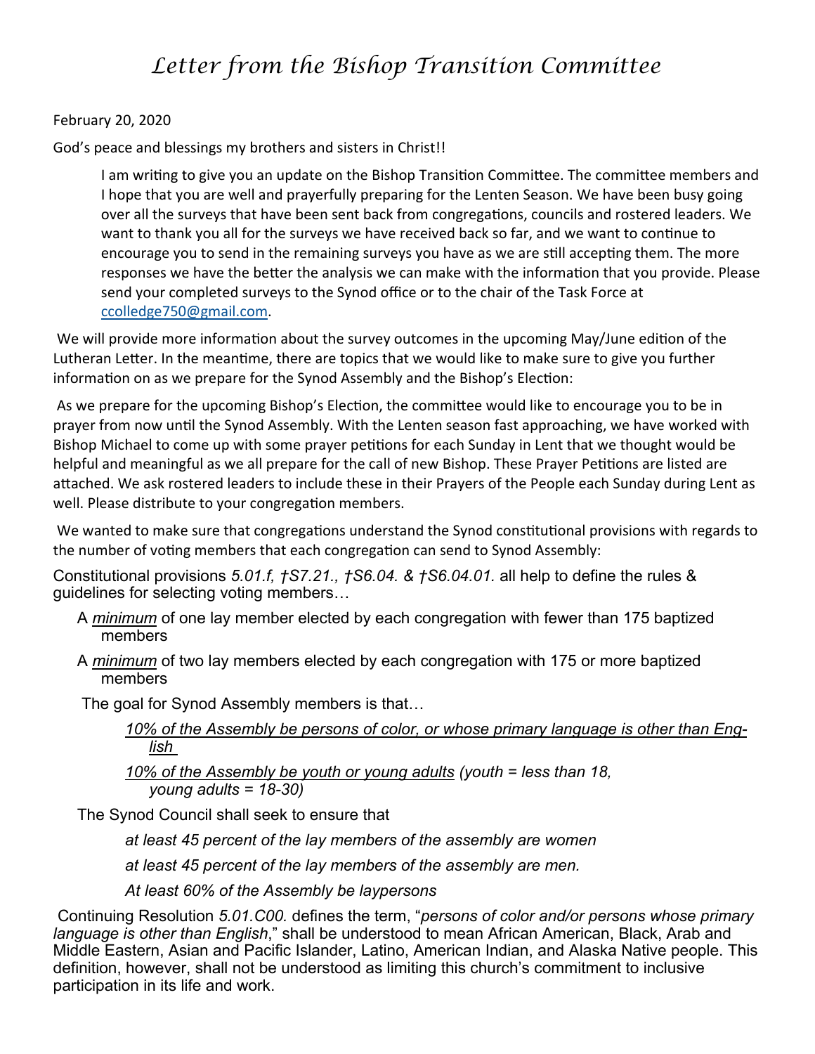# *Letter from the Bishop Transition Committee*

February 20, 2020

God's peace and blessings my brothers and sisters in Christ!!

I am writing to give you an update on the Bishop Transition Committee. The committee members and I hope that you are well and prayerfully preparing for the Lenten Season. We have been busy going over all the surveys that have been sent back from congregations, councils and rostered leaders. We want to thank you all for the surveys we have received back so far, and we want to continue to encourage you to send in the remaining surveys you have as we are still accepting them. The more responses we have the better the analysis we can make with the information that you provide. Please send your completed surveys to the Synod office or to the chair of the Task Force at ccolledge750@gmail.com.

We will provide more information about the survey outcomes in the upcoming May/June edition of the Lutheran Letter. In the meantime, there are topics that we would like to make sure to give you further information on as we prepare for the Synod Assembly and the Bishop's Election:

As we prepare for the upcoming Bishop's Election, the committee would like to encourage you to be in prayer from now until the Synod Assembly. With the Lenten season fast approaching, we have worked with Bishop Michael to come up with some prayer petitions for each Sunday in Lent that we thought would be helpful and meaningful as we all prepare for the call of new Bishop. These Prayer Petitions are listed are attached. We ask rostered leaders to include these in their Prayers of the People each Sunday during Lent as well. Please distribute to your congregation members.

We wanted to make sure that congregations understand the Synod constitutional provisions with regards to the number of voting members that each congregation can send to Synod Assembly:

Constitutional provisions *5.01.f, †S7.21., †S6.04. & †S6.04.01.* all help to define the rules & guidelines for selecting voting members…

- A ***minimum*** of one lay member elected by each congregation with fewer than 175 baptized members
- A ***minimum*** of two lay members elected by each congregation with 175 or more baptized members

The goal for Synod Assembly members is that…

- *10% of the Assembly be persons of color, or whose primary language is other than English*
- *10% of the Assembly be youth or young adults (youth = less than 18, young adults = 18-30)*

The Synod Council shall seek to ensure that

- *at least 45 percent of the lay members of the assembly are women*
- *at least 45 percent of the lay members of the assembly are men.*
- *At least 60% of the Assembly be laypersons*

Continuing Resolution *5.01.C00.* defines the term, "*persons of color and/or persons whose primary language is other than English*," shall be understood to mean African American, Black, Arab and Middle Eastern, Asian and Pacific Islander, Latino, American Indian, and Alaska Native people. This definition, however, shall not be understood as limiting this church's commitment to inclusive participation in its life and work.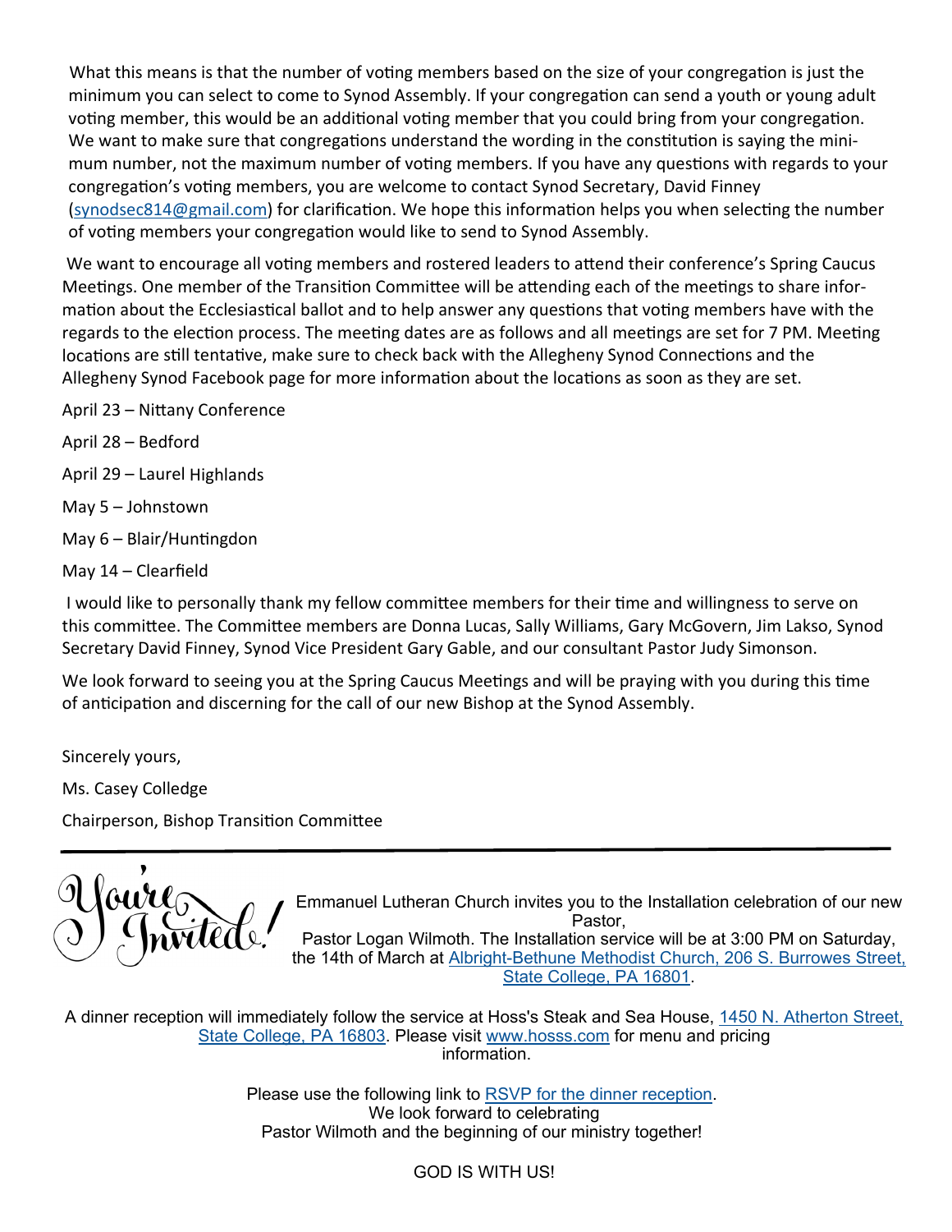What this means is that the number of voting members based on the size of your congregation is just the minimum you can select to come to Synod Assembly. If your congregation can send a youth or young adult voting member, this would be an additional voting member that you could bring from your congregation. We want to make sure that congregations understand the wording in the constitution is saying the minimum number, not the maximum number of voting members. If you have any questions with regards to your congregation's voting members, you are welcome to contact Synod Secretary, David Finney (synodsec814@gmail.com) for clarification. We hope this information helps you when selecting the number of voting members your congregation would like to send to Synod Assembly.

We want to encourage all voting members and rostered leaders to attend their conference's Spring Caucus Meetings. One member of the Transition Committee will be attending each of the meetings to share information about the Ecclesiastical ballot and to help answer any questions that voting members have with the regards to the election process. The meeting dates are as follows and all meetings are set for 7 PM. Meeting locations are still tentative, make sure to check back with the Allegheny Synod Connections and the Allegheny Synod Facebook page for more information about the locations as soon as they are set.

April 23 – Nittany Conference

April 28 – Bedford

April 29 – Laurel Highlands

May 5 – Johnstown

May 6 – Blair/Huntingdon

May 14 – Clearfield

I would like to personally thank my fellow committee members for their time and willingness to serve on this committee. The Committee members are Donna Lucas, Sally Williams, Gary McGovern, Jim Lakso, Synod Secretary David Finney, Synod Vice President Gary Gable, and our consultant Pastor Judy Simonson.

We look forward to seeing you at the Spring Caucus Meetings and will be praying with you during this time of anticipation and discerning for the call of our new Bishop at the Synod Assembly.

Sincerely yours,

Ms. Casey Colledge

Chairperson, Bishop Transition Committee

---

*You're Invited!*

Emmanuel Lutheran Church invites you to the Installation celebration of our new Pastor, Pastor Logan Wilmoth. The Installation service will be at 3:00 PM on Saturday, the 14th of March at Albright-Bethune Methodist Church, 206 S. Burrowes Street, State College, PA 16801.

A dinner reception will immediately follow the service at Hoss's Steak and Sea House, 1450 N. Atherton Street, State College, PA 16803. Please visit www.hosss.com for menu and pricing information.

Please use the following link to RSVP for the dinner reception.
We look forward to celebrating
Pastor Wilmoth and the beginning of our ministry together!

GOD IS WITH US!